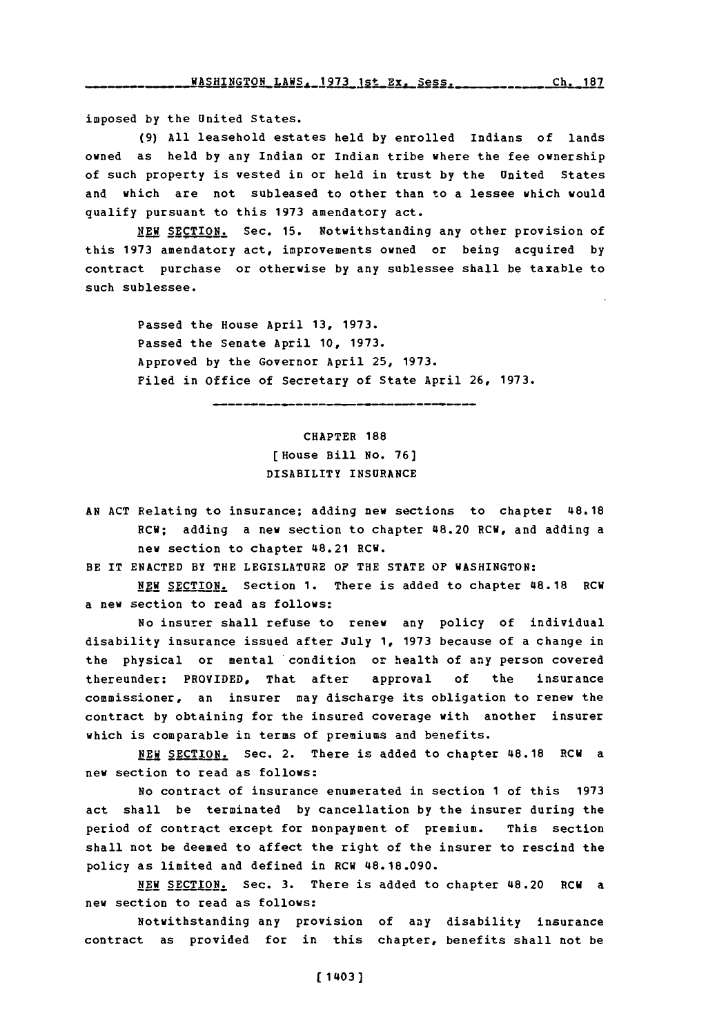imposed by the United States.

(9) All leasehold estates held by enrolled Indians of lands owned as held by any Indian or Indian tribe where the fee ownership of such property is vested in or held in trust by the United States and which are not subleased to other than to a lessee which would qualify pursuant to this 1973 amendatory act.

NEW SECTION. Sec. 15. Notwithstanding any other provision of this 1973 amendatory act, improvements owned or being acquired by contract purchase or otherwise by any sublessee shall be taxable to such sublessee.

Passed the House April 13, 1973.
Passed the Senate April 10, 1973.
Approved by the Governor April 25, 1973.
Filed in Office of Secretary of State April 26, 1973.

---

# CHAPTER 188
## [House Bill No. 76]
## DISABILITY INSURANCE

AN ACT Relating to insurance; adding new sections to chapter 48.18 RCW; adding a new section to chapter 48.20 RCW, and adding a new section to chapter 48.21 RCW.

BE IT ENACTED BY THE LEGISLATURE OF THE STATE OF WASHINGTON:

NEW SECTION. Section 1. There is added to chapter 48.18 RCW a new section to read as follows:

No insurer shall refuse to renew any policy of individual disability insurance issued after July 1, 1973 because of a change in the physical or mental condition or health of any person covered thereunder: PROVIDED, That after approval of the insurance commissioner, an insurer may discharge its obligation to renew the contract by obtaining for the insured coverage with another insurer which is comparable in terms of premiums and benefits.

NEW SECTION. Sec. 2. There is added to chapter 48.18 RCW a new section to read as follows:

No contract of insurance enumerated in section 1 of this 1973 act shall be terminated by cancellation by the insurer during the period of contract except for nonpayment of premium. This section shall not be deemed to affect the right of the insurer to rescind the policy as limited and defined in RCW 48.18.090.

NEW SECTION. Sec. 3. There is added to chapter 48.20 RCW a new section to read as follows:

Notwithstanding any provision of any disability insurance contract as provided for in this chapter, benefits shall not be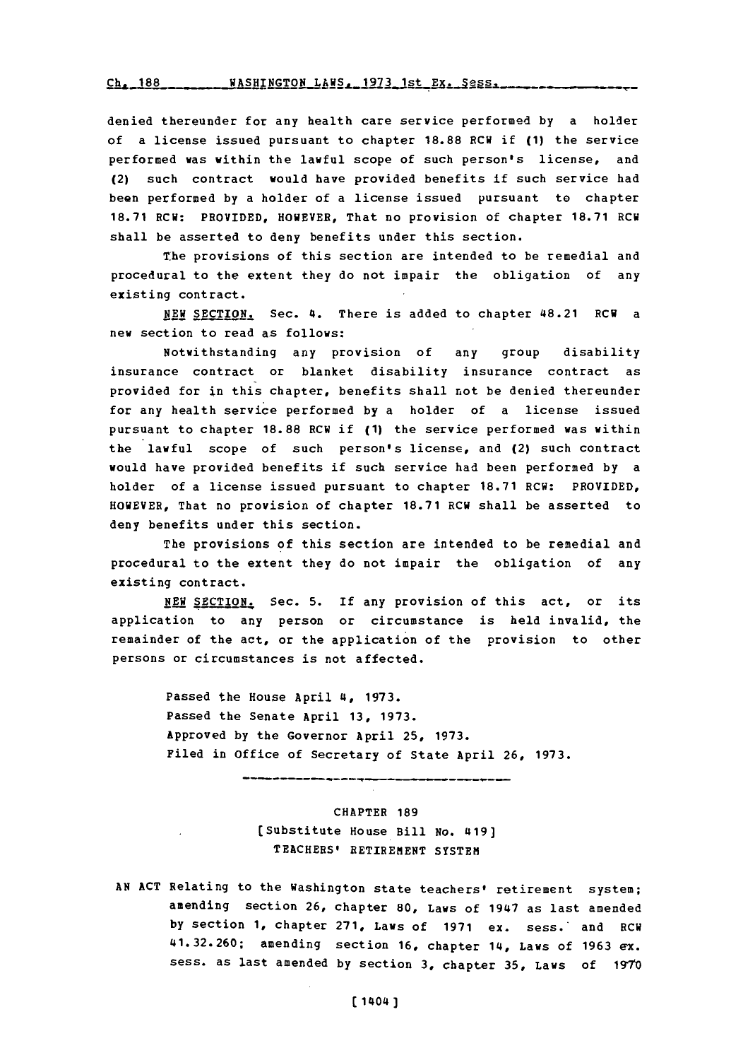denied thereunder for any health care service performed by a holder of a license issued pursuant to chapter 18.88 RCW if (1) the service performed was within the lawful scope of such person's license, and (2) such contract would have provided benefits if such service had been performed by a holder of a license issued pursuant to chapter 18.71 RCW: PROVIDED, HOWEVER, That no provision of chapter 18.71 RCW shall be asserted to deny benefits under this section.

The provisions of this section are intended to be remedial and procedural to the extent they do not impair the obligation of any existing contract.

NEW SECTION. Sec. 4. There is added to chapter 48.21 RCW a new section to read as follows:

Notwithstanding any provision of any group disability insurance contract or blanket disability insurance contract as provided for in this chapter, benefits shall not be denied thereunder for any health service performed by a holder of a license issued pursuant to chapter 18.88 RCW if (1) the service performed was within the lawful scope of such person's license, and (2) such contract would have provided benefits if such service had been performed by a holder of a license issued pursuant to chapter 18.71 RCW: PROVIDED, HOWEVER, That no provision of chapter 18.71 RCW shall be asserted to deny benefits under this section.

The provisions of this section are intended to be remedial and procedural to the extent they do not impair the obligation of any existing contract.

NEW SECTION. Sec. 5. If any provision of this act, or its application to any person or circumstance is held invalid, the remainder of the act, or the application of the provision to other persons or circumstances is not affected.

Passed the House April 4, 1973.
Passed the Senate April 13, 1973.
Approved by the Governor April 25, 1973.
Filed in Office of Secretary of State April 26, 1973.

---

CHAPTER 189
[Substitute House Bill No. 419]
TEACHERS' RETIREMENT SYSTEM

AN ACT Relating to the Washington state teachers' retirement system; amending section 26, chapter 80, Laws of 1947 as last amended by section 1, chapter 271, Laws of 1971 ex. sess. and RCW 41.32.260; amending section 16, chapter 14, Laws of 1963 ex. sess. as last amended by section 3, chapter 35, Laws of 1970